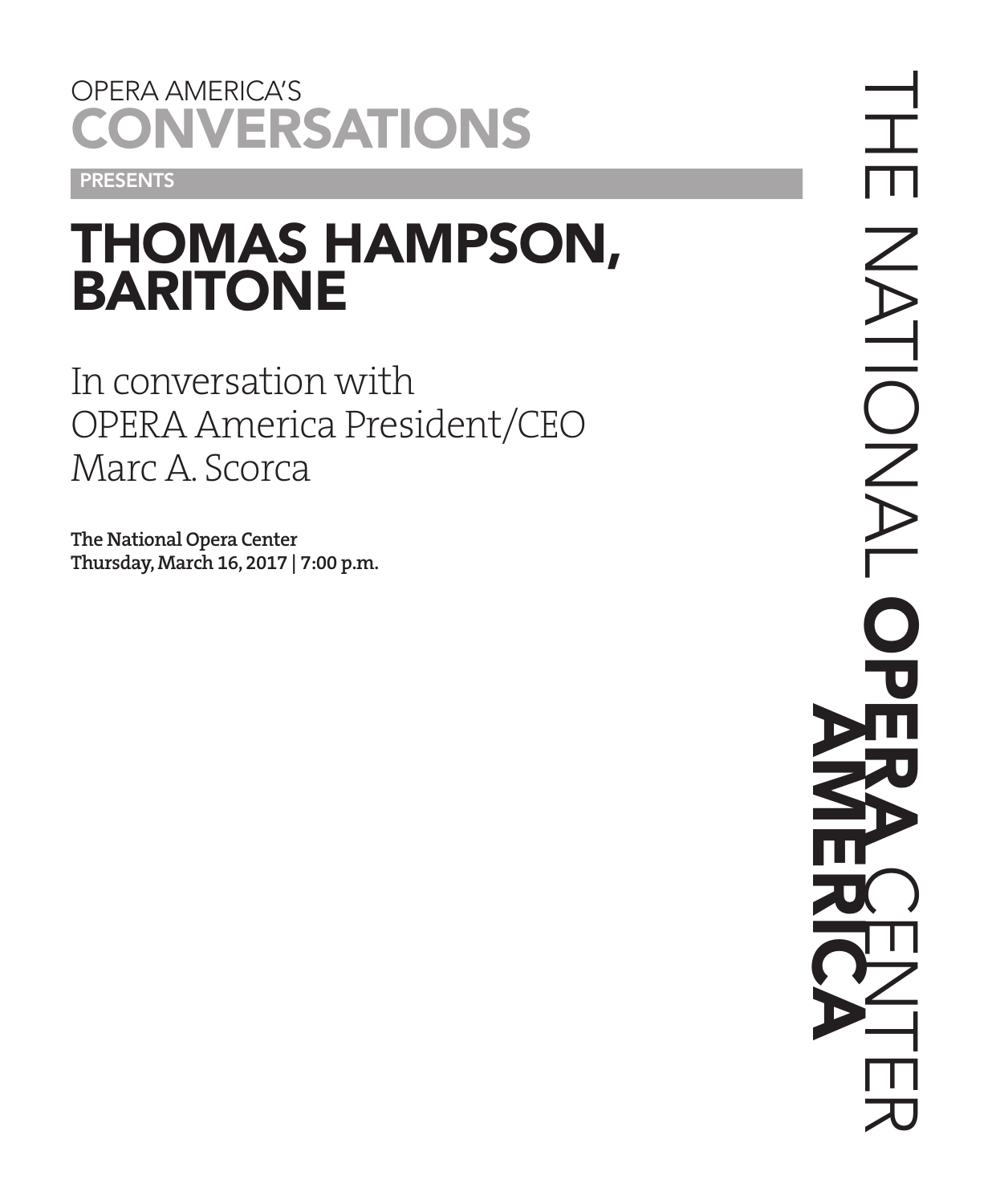OPERA AMERICA'S
# CONVERSATIONS

**PRESENTS**

# THOMAS HAMPSON, BARITONE

In conversation with
OPERA America President/CEO
Marc A. Scorca

**The National Opera Center**
**Thursday, March 16, 2017 | 7:00 p.m.**

THE NATIONAL **OPERA** CENTER **AMERICA**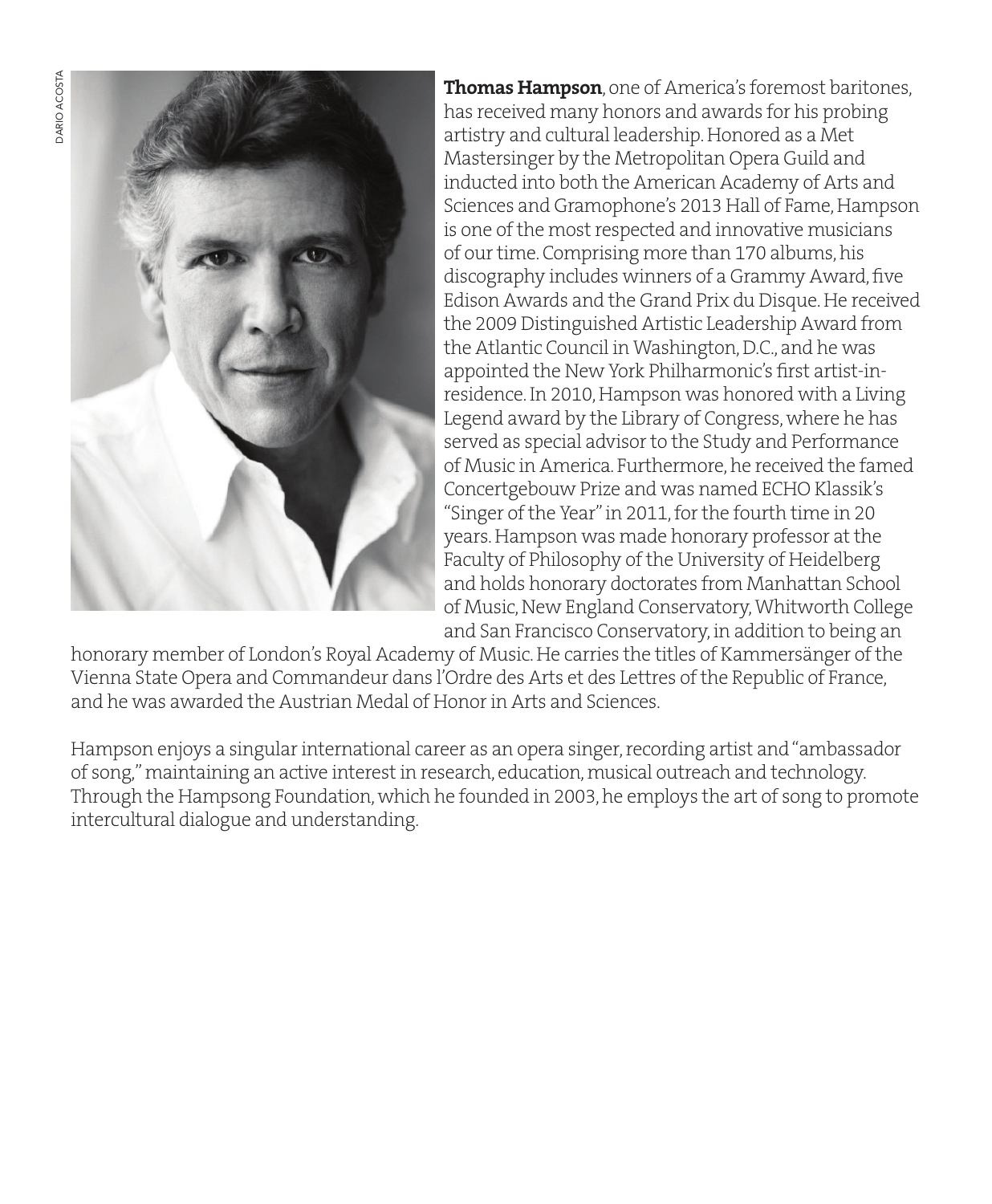**Thomas Hampson**, one of America's foremost baritones, has received many honors and awards for his probing artistry and cultural leadership. Honored as a Met Mastersinger by the Metropolitan Opera Guild and inducted into both the American Academy of Arts and Sciences and Gramophone's 2013 Hall of Fame, Hampson is one of the most respected and innovative musicians of our time. Comprising more than 170 albums, his discography includes winners of a Grammy Award, five Edison Awards and the Grand Prix du Disque. He received the 2009 Distinguished Artistic Leadership Award from the Atlantic Council in Washington, D.C., and he was appointed the New York Philharmonic's first artist-in-residence. In 2010, Hampson was honored with a Living Legend award by the Library of Congress, where he has served as special advisor to the Study and Performance of Music in America. Furthermore, he received the famed Concertgebouw Prize and was named ECHO Klassik's "Singer of the Year" in 2011, for the fourth time in 20 years. Hampson was made honorary professor at the Faculty of Philosophy of the University of Heidelberg and holds honorary doctorates from Manhattan School of Music, New England Conservatory, Whitworth College and San Francisco Conservatory, in addition to being an honorary member of London's Royal Academy of Music. He carries the titles of Kammersänger of the Vienna State Opera and Commandeur dans l'Ordre des Arts et des Lettres of the Republic of France, and he was awarded the Austrian Medal of Honor in Arts and Sciences.

Hampson enjoys a singular international career as an opera singer, recording artist and "ambassador of song," maintaining an active interest in research, education, musical outreach and technology. Through the Hampsong Foundation, which he founded in 2003, he employs the art of song to promote intercultural dialogue and understanding.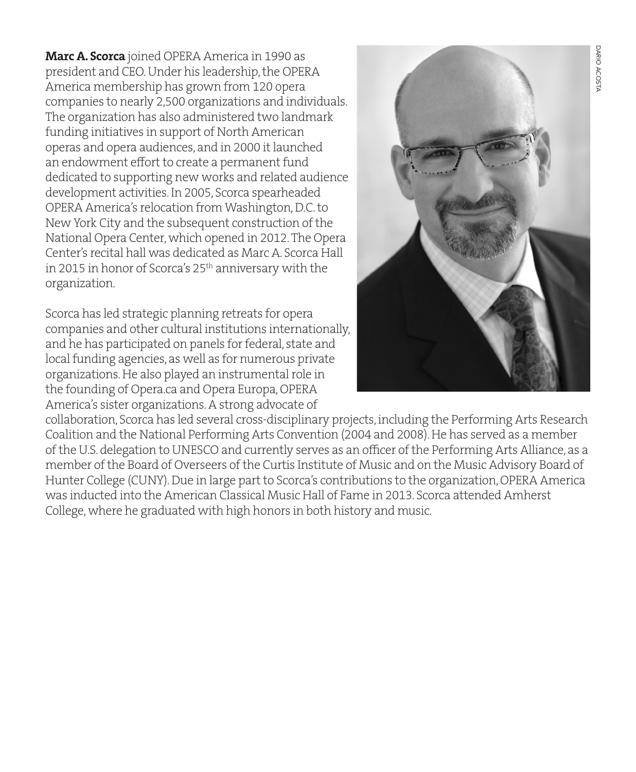**Marc A. Scorca** joined OPERA America in 1990 as president and CEO. Under his leadership, the OPERA America membership has grown from 120 opera companies to nearly 2,500 organizations and individuals. The organization has also administered two landmark funding initiatives in support of North American operas and opera audiences, and in 2000 it launched an endowment effort to create a permanent fund dedicated to supporting new works and related audience development activities. In 2005, Scorca spearheaded OPERA America's relocation from Washington, D.C. to New York City and the subsequent construction of the National Opera Center, which opened in 2012. The Opera Center's recital hall was dedicated as Marc A. Scorca Hall in 2015 in honor of Scorca's 25th anniversary with the organization.

Scorca has led strategic planning retreats for opera companies and other cultural institutions internationally, and he has participated on panels for federal, state and local funding agencies, as well as for numerous private organizations. He also played an instrumental role in the founding of Opera.ca and Opera Europa, OPERA America's sister organizations. A strong advocate of collaboration, Scorca has led several cross-disciplinary projects, including the Performing Arts Research Coalition and the National Performing Arts Convention (2004 and 2008). He has served as a member of the U.S. delegation to UNESCO and currently serves as an officer of the Performing Arts Alliance, as a member of the Board of Overseers of the Curtis Institute of Music and on the Music Advisory Board of Hunter College (CUNY). Due in large part to Scorca's contributions to the organization, OPERA America was inducted into the American Classical Music Hall of Fame in 2013. Scorca attended Amherst College, where he graduated with high honors in both history and music.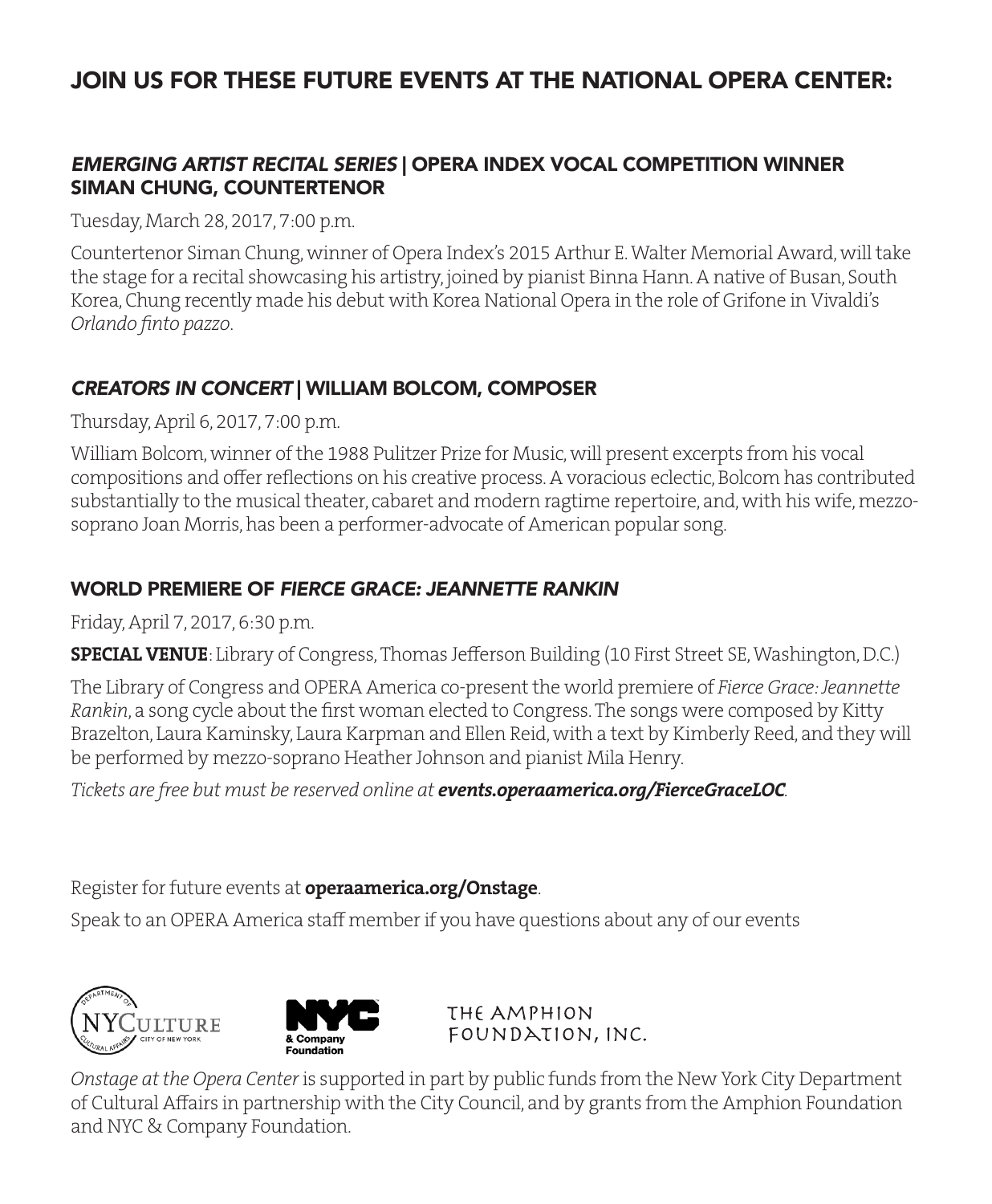## JOIN US FOR THESE FUTURE EVENTS AT THE NATIONAL OPERA CENTER:

### *EMERGING ARTIST RECITAL SERIES* | OPERA INDEX VOCAL COMPETITION WINNER SIMAN CHUNG, COUNTERTENOR

Tuesday, March 28, 2017, 7:00 p.m.

Countertenor Siman Chung, winner of Opera Index's 2015 Arthur E. Walter Memorial Award, will take the stage for a recital showcasing his artistry, joined by pianist Binna Hann. A native of Busan, South Korea, Chung recently made his debut with Korea National Opera in the role of Grifone in Vivaldi's *Orlando finto pazzo*.

### *CREATORS IN CONCERT* | WILLIAM BOLCOM, COMPOSER

Thursday, April 6, 2017, 7:00 p.m.

William Bolcom, winner of the 1988 Pulitzer Prize for Music, will present excerpts from his vocal compositions and offer reflections on his creative process. A voracious eclectic, Bolcom has contributed substantially to the musical theater, cabaret and modern ragtime repertoire, and, with his wife, mezzo-soprano Joan Morris, has been a performer-advocate of American popular song.

### WORLD PREMIERE OF *FIERCE GRACE: JEANNETTE RANKIN*

Friday, April 7, 2017, 6:30 p.m.

**SPECIAL VENUE**: Library of Congress, Thomas Jefferson Building (10 First Street SE, Washington, D.C.)

The Library of Congress and OPERA America co-present the world premiere of *Fierce Grace: Jeannette Rankin*, a song cycle about the first woman elected to Congress. The songs were composed by Kitty Brazelton, Laura Kaminsky, Laura Karpman and Ellen Reid, with a text by Kimberly Reed, and they will be performed by mezzo-soprano Heather Johnson and pianist Mila Henry.

*Tickets are free but must be reserved online at* ***events.operaamerica.org/FierceGraceLOC****.*

Register for future events at **operaamerica.org/Onstage**.

Speak to an OPERA America staff member if you have questions about any of our events

NYCULTURE — Department of Cultural Affairs, City of New York

NYC & Company Foundation

THE AMPHION FOUNDATION, INC.

*Onstage at the Opera Center* is supported in part by public funds from the New York City Department of Cultural Affairs in partnership with the City Council, and by grants from the Amphion Foundation and NYC & Company Foundation.